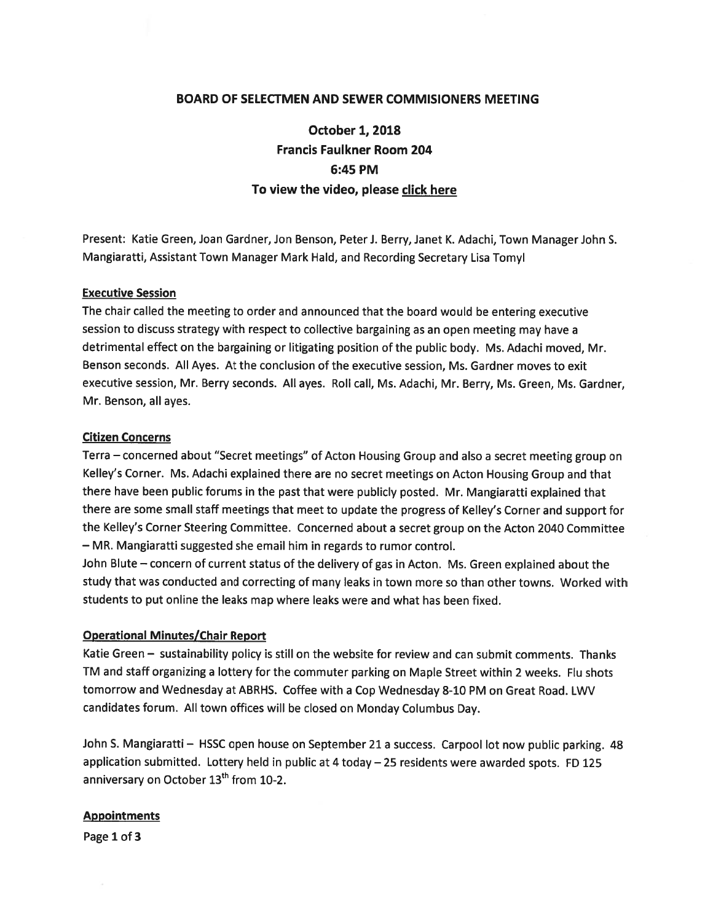# BOARD OF SELECTMEN AND SEWER COMMISIONERS MEETING

**October 1, 2018**
**Francis Faulkner Room 204**
**6:45 PM**
**To view the video, please click here**

Present: Katie Green, Joan Gardner, Jon Benson, Peter J. Berry, Janet K. Adachi, Town Manager John S. Mangiaratti, Assistant Town Manager Mark Hald, and Recording Secretary Lisa Tomyl

## Executive Session

The chair called the meeting to order and announced that the board would be entering executive session to discuss strategy with respect to collective bargaining as an open meeting may have a detrimental effect on the bargaining or litigating position of the public body. Ms. Adachi moved, Mr. Benson seconds. All Ayes. At the conclusion of the executive session, Ms. Gardner moves to exit executive session, Mr. Berry seconds. All ayes. Roll call, Ms. Adachi, Mr. Berry, Ms. Green, Ms. Gardner, Mr. Benson, all ayes.

## Citizen Concerns

Terra – concerned about "Secret meetings" of Acton Housing Group and also a secret meeting group on Kelley's Corner. Ms. Adachi explained there are no secret meetings on Acton Housing Group and that there have been public forums in the past that were publicly posted. Mr. Mangiaratti explained that there are some small staff meetings that meet to update the progress of Kelley's Corner and support for the Kelley's Corner Steering Committee. Concerned about a secret group on the Acton 2040 Committee – MR. Mangiaratti suggested she email him in regards to rumor control.

John Blute – concern of current status of the delivery of gas in Acton. Ms. Green explained about the study that was conducted and correcting of many leaks in town more so than other towns. Worked with students to put online the leaks map where leaks were and what has been fixed.

## Operational Minutes/Chair Report

Katie Green – sustainability policy is still on the website for review and can submit comments. Thanks TM and staff organizing a lottery for the commuter parking on Maple Street within 2 weeks. Flu shots tomorrow and Wednesday at ABRHS. Coffee with a Cop Wednesday 8-10 PM on Great Road. LWV candidates forum. All town offices will be closed on Monday Columbus Day.

John S. Mangiaratti – HSSC open house on September 21 a success. Carpool lot now public parking. 48 application submitted. Lottery held in public at 4 today – 25 residents were awarded spots. FD 125 anniversary on October 13th from 10-2.

## Appointments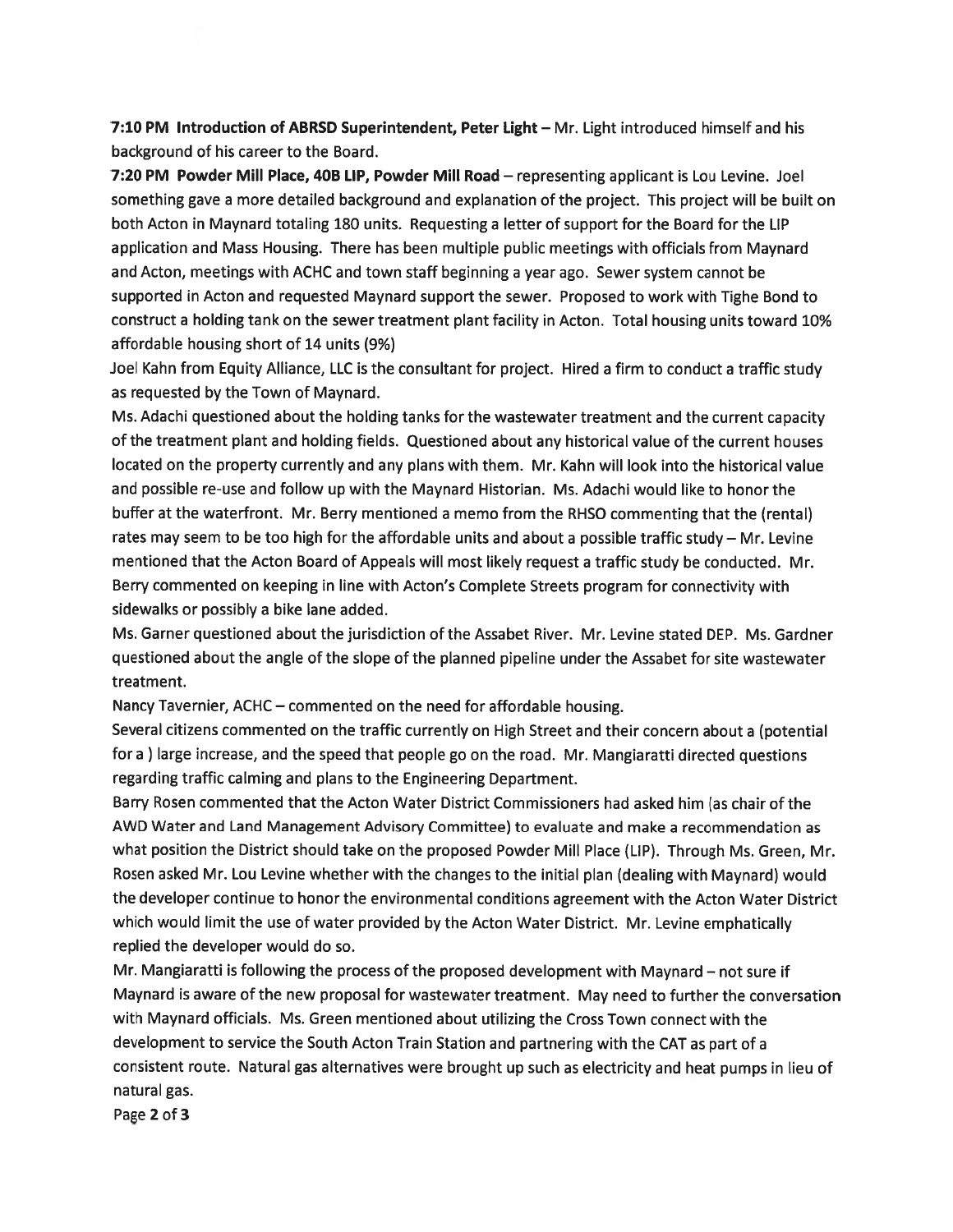**7:10 PM Introduction of ABRSD Superintendent, Peter Light** – Mr. Light introduced himself and his background of his career to the Board.

**7:20 PM Powder Mill Place, 40B LIP, Powder Mill Road** – representing applicant is Lou Levine. Joel something gave a more detailed background and explanation of the project. This project will be built on both Acton in Maynard totaling 180 units. Requesting a letter of support for the Board for the LIP application and Mass Housing. There has been multiple public meetings with officials from Maynard and Acton, meetings with ACHC and town staff beginning a year ago. Sewer system cannot be supported in Acton and requested Maynard support the sewer. Proposed to work with Tighe Bond to construct a holding tank on the sewer treatment plant facility in Acton. Total housing units toward 10% affordable housing short of 14 units (9%)

Joel Kahn from Equity Alliance, LLC is the consultant for project. Hired a firm to conduct a traffic study as requested by the Town of Maynard.

Ms. Adachi questioned about the holding tanks for the wastewater treatment and the current capacity of the treatment plant and holding fields. Questioned about any historical value of the current houses located on the property currently and any plans with them. Mr. Kahn will look into the historical value and possible re-use and follow up with the Maynard Historian. Ms. Adachi would like to honor the buffer at the waterfront. Mr. Berry mentioned a memo from the RHSO commenting that the (rental) rates may seem to be too high for the affordable units and about a possible traffic study – Mr. Levine mentioned that the Acton Board of Appeals will most likely request a traffic study be conducted. Mr. Berry commented on keeping in line with Acton's Complete Streets program for connectivity with sidewalks or possibly a bike lane added.

Ms. Garner questioned about the jurisdiction of the Assabet River. Mr. Levine stated DEP. Ms. Gardner questioned about the angle of the slope of the planned pipeline under the Assabet for site wastewater treatment.

Nancy Tavernier, ACHC – commented on the need for affordable housing.

Several citizens commented on the traffic currently on High Street and their concern about a (potential for a ) large increase, and the speed that people go on the road. Mr. Mangiaratti directed questions regarding traffic calming and plans to the Engineering Department.

Barry Rosen commented that the Acton Water District Commissioners had asked him (as chair of the AWD Water and Land Management Advisory Committee) to evaluate and make a recommendation as what position the District should take on the proposed Powder Mill Place (LIP). Through Ms. Green, Mr. Rosen asked Mr. Lou Levine whether with the changes to the initial plan (dealing with Maynard) would the developer continue to honor the environmental conditions agreement with the Acton Water District which would limit the use of water provided by the Acton Water District. Mr. Levine emphatically replied the developer would do so.

Mr. Mangiaratti is following the process of the proposed development with Maynard – not sure if Maynard is aware of the new proposal for wastewater treatment. May need to further the conversation with Maynard officials. Ms. Green mentioned about utilizing the Cross Town connect with the development to service the South Acton Train Station and partnering with the CAT as part of a consistent route. Natural gas alternatives were brought up such as electricity and heat pumps in lieu of natural gas.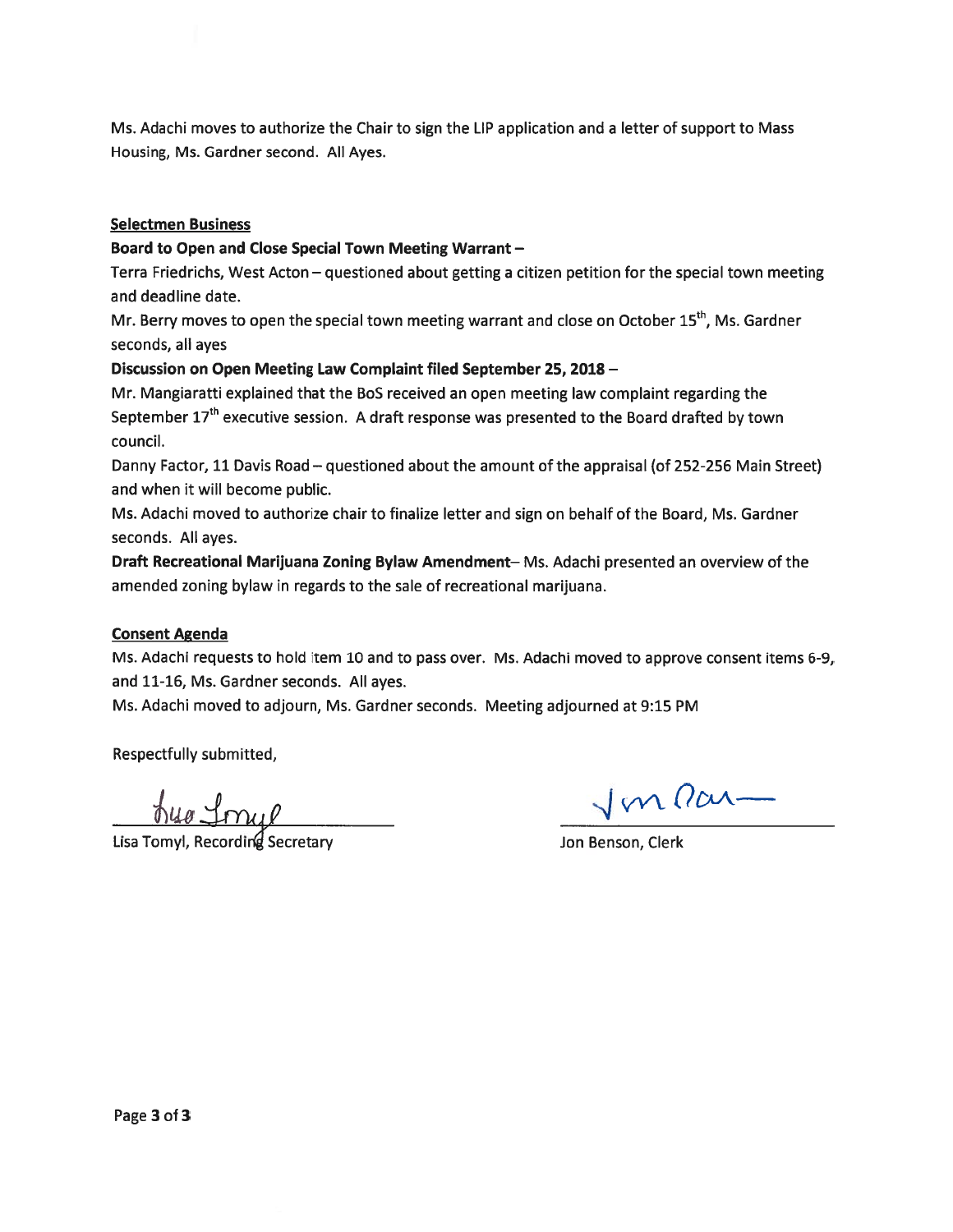Ms. Adachi moves to authorize the Chair to sign the LIP application and a letter of support to Mass Housing, Ms. Gardner second. All Ayes.

**Selectmen Business**

**Board to Open and Close Special Town Meeting Warrant –**

Terra Friedrichs, West Acton – questioned about getting a citizen petition for the special town meeting and deadline date.

Mr. Berry moves to open the special town meeting warrant and close on October 15th, Ms. Gardner seconds, all ayes

**Discussion on Open Meeting Law Complaint filed September 25, 2018 –**

Mr. Mangiaratti explained that the BoS received an open meeting law complaint regarding the September 17th executive session. A draft response was presented to the Board drafted by town council.

Danny Factor, 11 Davis Road – questioned about the amount of the appraisal (of 252-256 Main Street) and when it will become public.

Ms. Adachi moved to authorize chair to finalize letter and sign on behalf of the Board, Ms. Gardner seconds. All ayes.

**Draft Recreational Marijuana Zoning Bylaw Amendment**– Ms. Adachi presented an overview of the amended zoning bylaw in regards to the sale of recreational marijuana.

**Consent Agenda**

Ms. Adachi requests to hold item 10 and to pass over. Ms. Adachi moved to approve consent items 6-9, and 11-16, Ms. Gardner seconds. All ayes.

Ms. Adachi moved to adjourn, Ms. Gardner seconds. Meeting adjourned at 9:15 PM

Respectfully submitted,

Lisa Tomyl, Recording Secretary

Jon Benson, Clerk